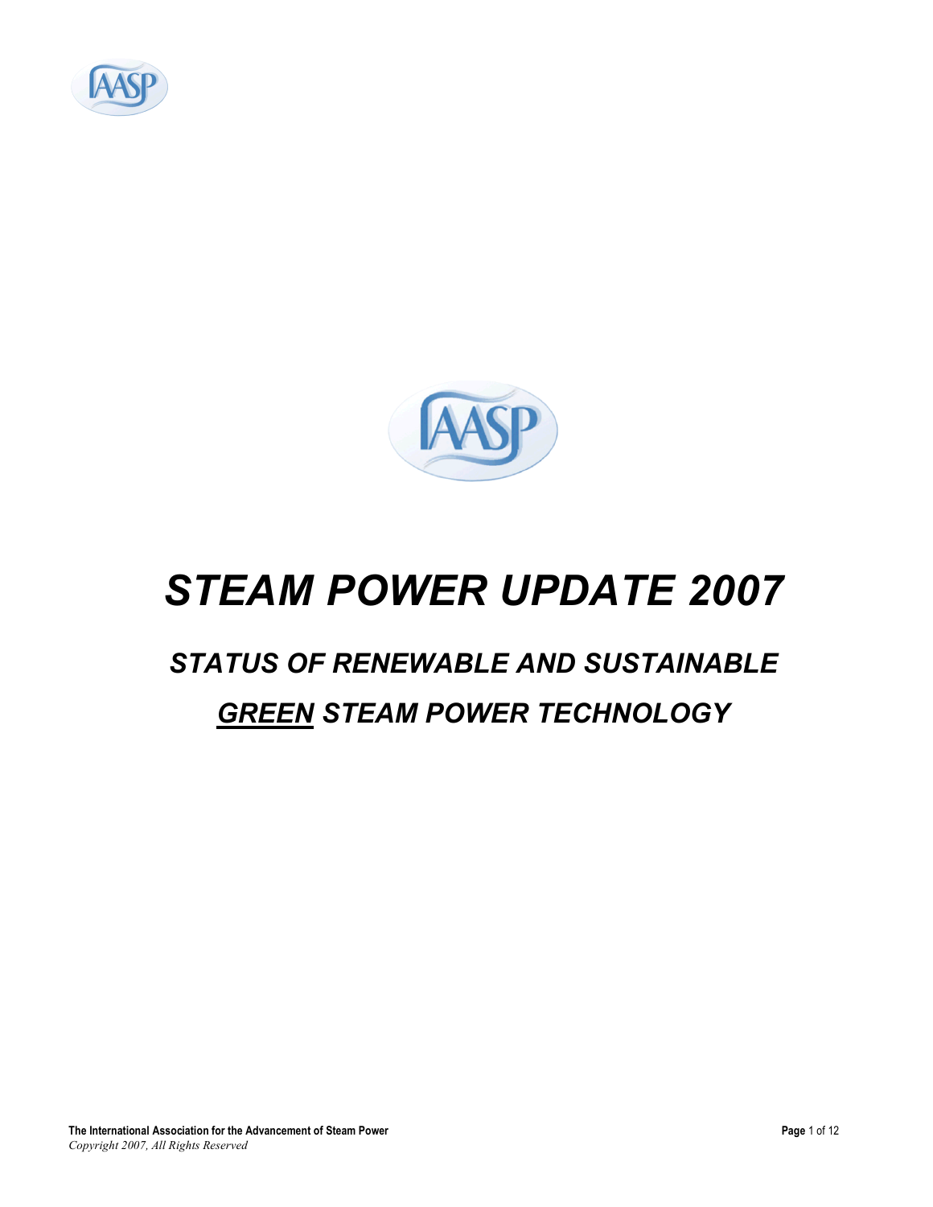# *STEAM POWER UPDATE 2007*

## *STATUS OF RENEWABLE AND SUSTAINABLE*

## *GREEN STEAM POWER TECHNOLOGY*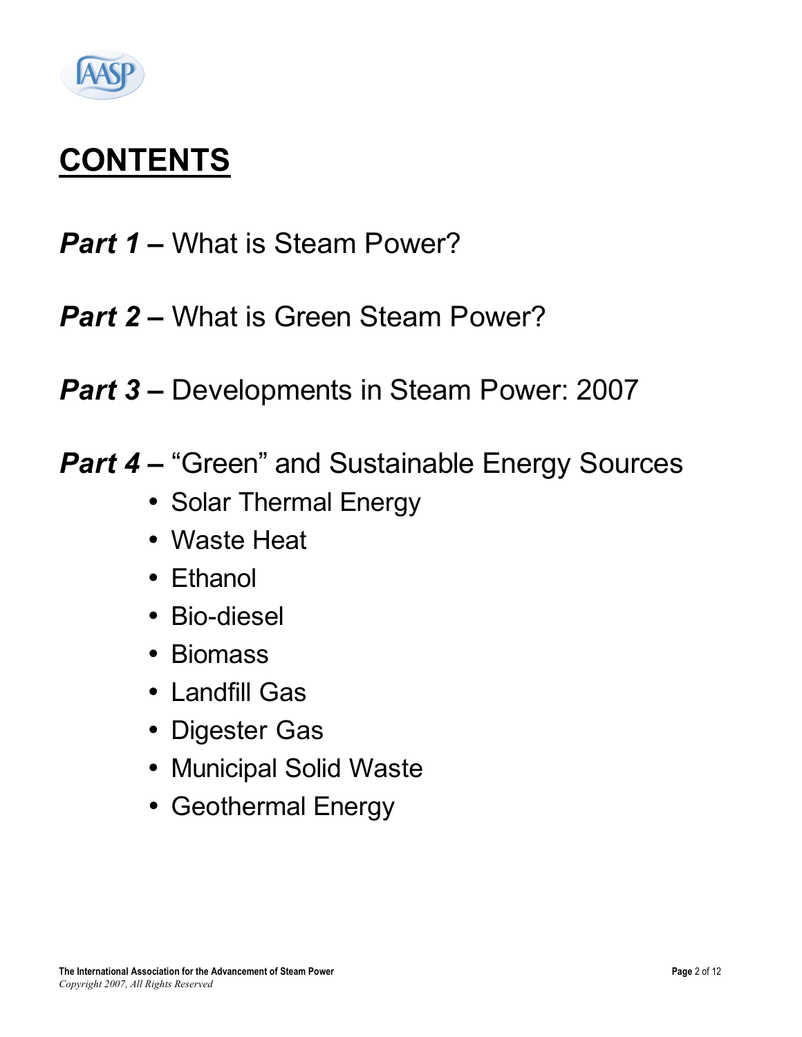# CONTENTS

***Part 1* –** What is Steam Power?

***Part 2* –** What is Green Steam Power?

***Part 3* –** Developments in Steam Power: 2007

***Part 4* –** "Green" and Sustainable Energy Sources

- Solar Thermal Energy
- Waste Heat
- Ethanol
- Bio-diesel
- Biomass
- Landfill Gas
- Digester Gas
- Municipal Solid Waste
- Geothermal Energy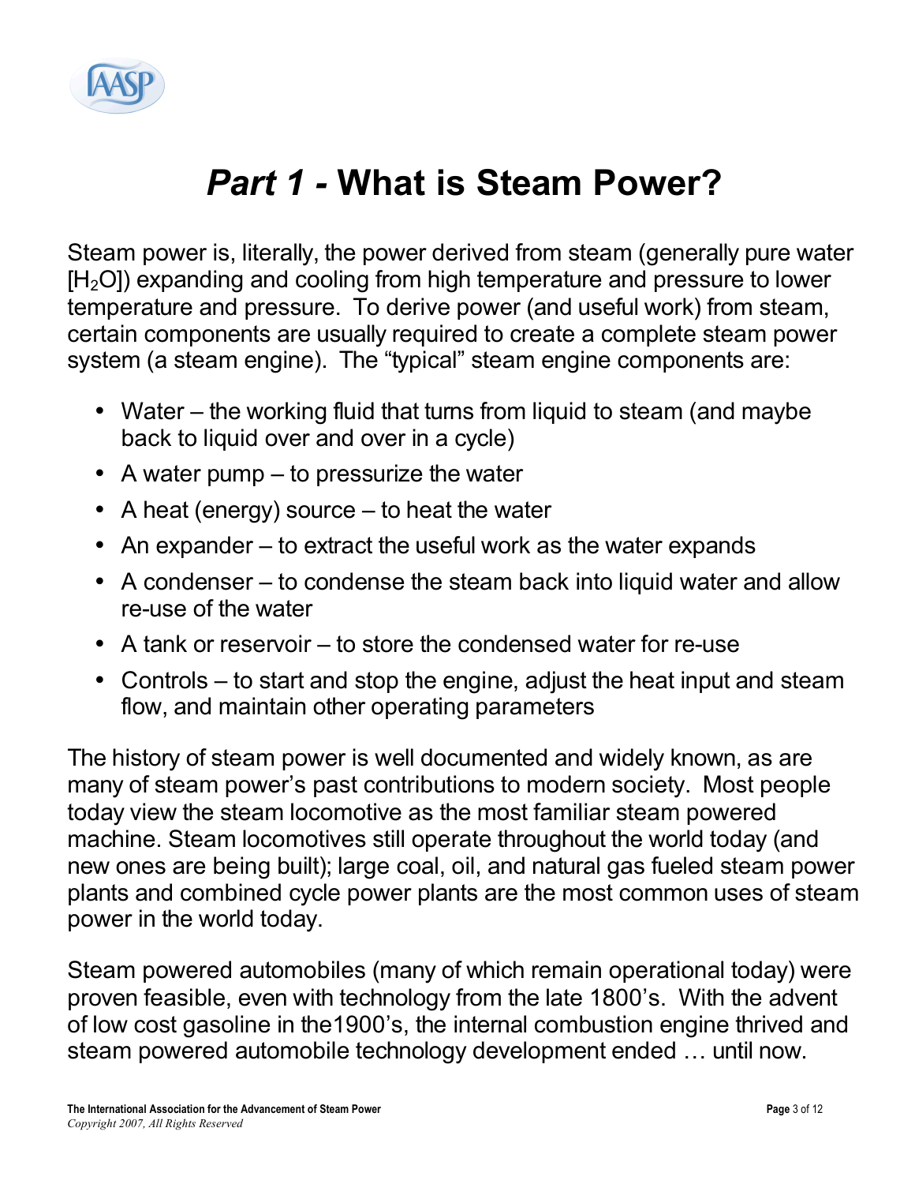# *Part 1 -* What is Steam Power?

Steam power is, literally, the power derived from steam (generally pure water [$H_2O$]) expanding and cooling from high temperature and pressure to lower temperature and pressure. To derive power (and useful work) from steam, certain components are usually required to create a complete steam power system (a steam engine). The "typical" steam engine components are:

- Water – the working fluid that turns from liquid to steam (and maybe back to liquid over and over in a cycle)
- A water pump – to pressurize the water
- A heat (energy) source – to heat the water
- An expander – to extract the useful work as the water expands
- A condenser – to condense the steam back into liquid water and allow re-use of the water
- A tank or reservoir – to store the condensed water for re-use
- Controls – to start and stop the engine, adjust the heat input and steam flow, and maintain other operating parameters

The history of steam power is well documented and widely known, as are many of steam power's past contributions to modern society. Most people today view the steam locomotive as the most familiar steam powered machine. Steam locomotives still operate throughout the world today (and new ones are being built); large coal, oil, and natural gas fueled steam power plants and combined cycle power plants are the most common uses of steam power in the world today.

Steam powered automobiles (many of which remain operational today) were proven feasible, even with technology from the late 1800's. With the advent of low cost gasoline in the1900's, the internal combustion engine thrived and steam powered automobile technology development ended … until now.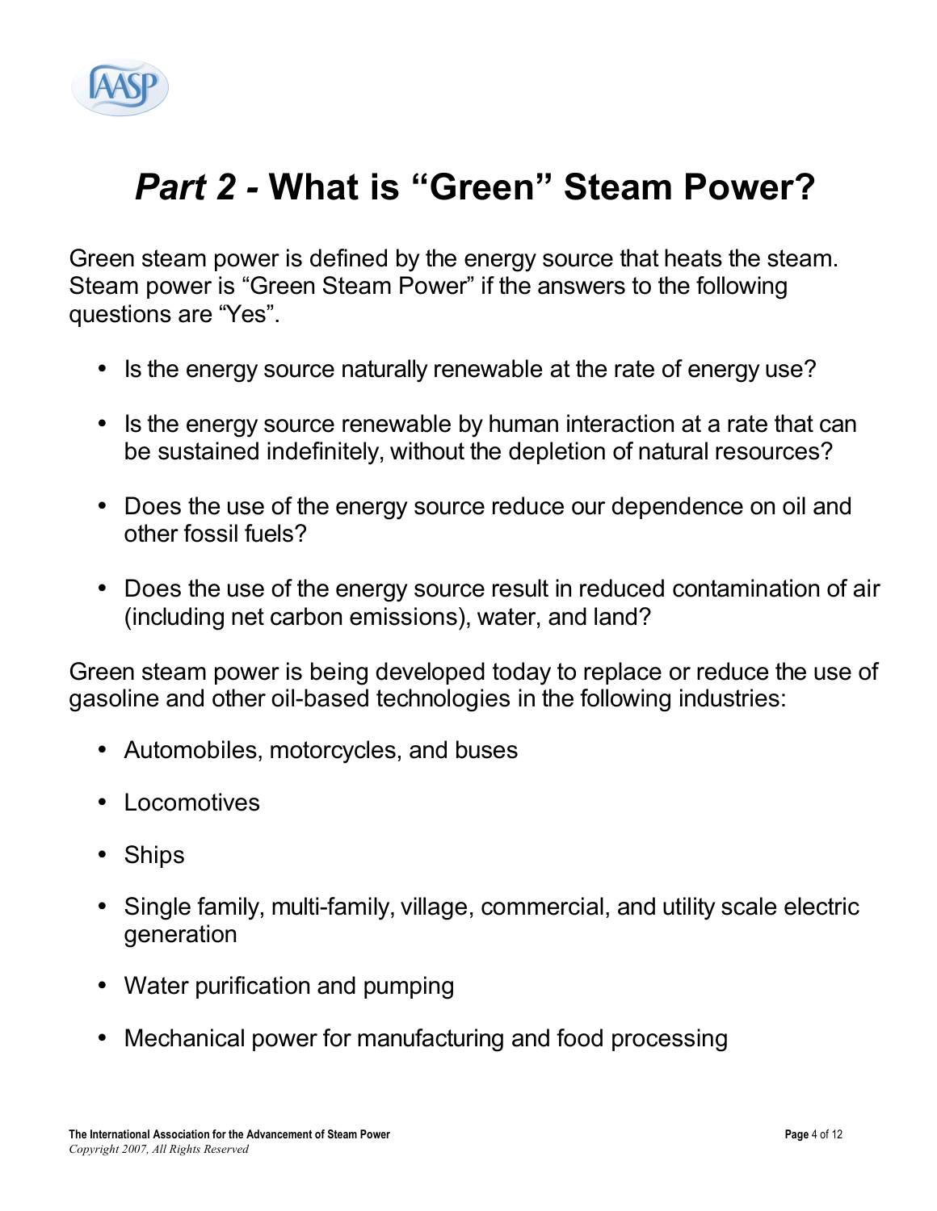# *Part 2 -* What is "Green" Steam Power?

Green steam power is defined by the energy source that heats the steam. Steam power is "Green Steam Power" if the answers to the following questions are "Yes".

- Is the energy source naturally renewable at the rate of energy use?
- Is the energy source renewable by human interaction at a rate that can be sustained indefinitely, without the depletion of natural resources?
- Does the use of the energy source reduce our dependence on oil and other fossil fuels?
- Does the use of the energy source result in reduced contamination of air (including net carbon emissions), water, and land?

Green steam power is being developed today to replace or reduce the use of gasoline and other oil-based technologies in the following industries:

- Automobiles, motorcycles, and buses
- Locomotives
- Ships
- Single family, multi-family, village, commercial, and utility scale electric generation
- Water purification and pumping
- Mechanical power for manufacturing and food processing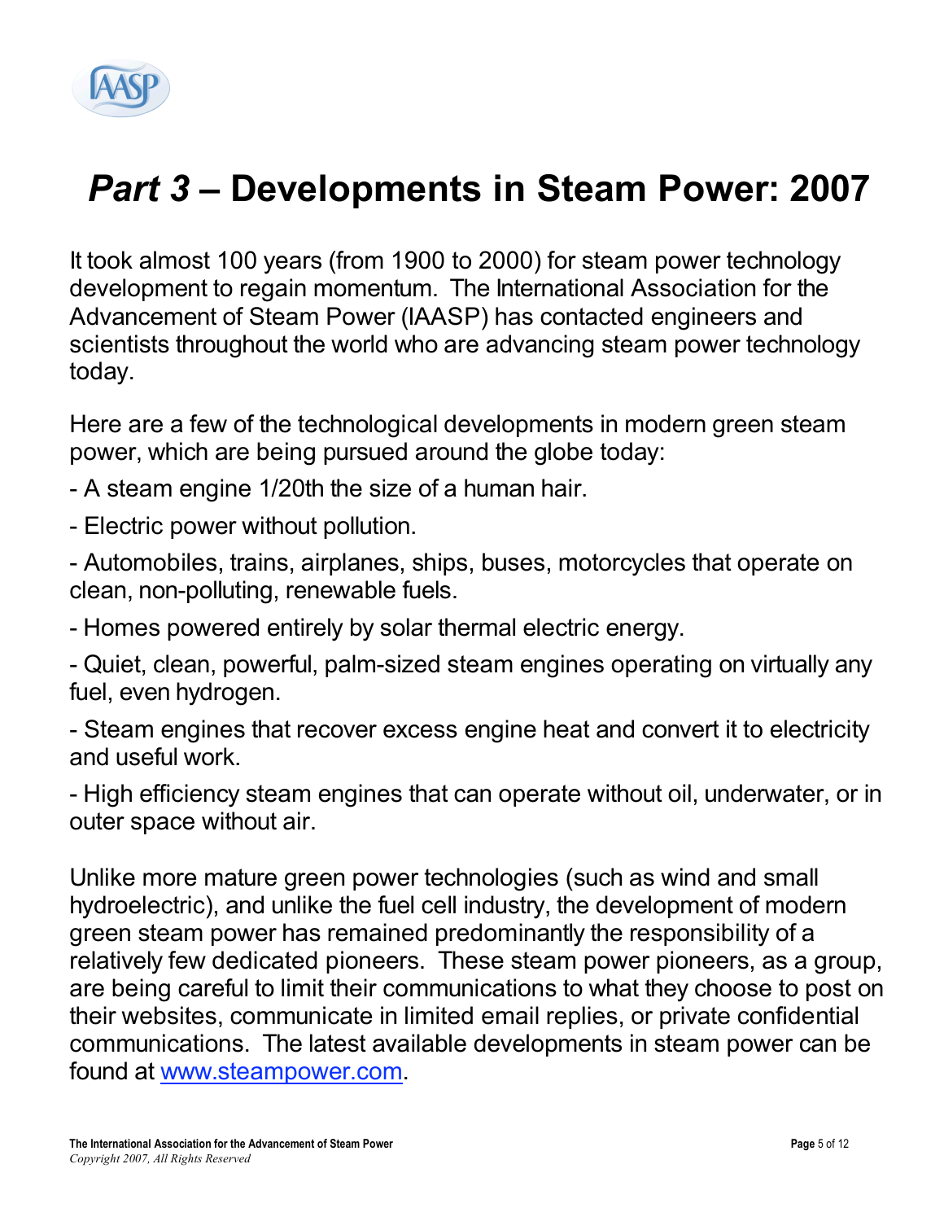# *Part 3* – Developments in Steam Power: 2007

It took almost 100 years (from 1900 to 2000) for steam power technology development to regain momentum. The International Association for the Advancement of Steam Power (IAASP) has contacted engineers and scientists throughout the world who are advancing steam power technology today.

Here are a few of the technological developments in modern green steam power, which are being pursued around the globe today:

- A steam engine 1/20th the size of a human hair.
- Electric power without pollution.
- Automobiles, trains, airplanes, ships, buses, motorcycles that operate on clean, non-polluting, renewable fuels.
- Homes powered entirely by solar thermal electric energy.
- Quiet, clean, powerful, palm-sized steam engines operating on virtually any fuel, even hydrogen.
- Steam engines that recover excess engine heat and convert it to electricity and useful work.
- High efficiency steam engines that can operate without oil, underwater, or in outer space without air.

Unlike more mature green power technologies (such as wind and small hydroelectric), and unlike the fuel cell industry, the development of modern green steam power has remained predominantly the responsibility of a relatively few dedicated pioneers. These steam power pioneers, as a group, are being careful to limit their communications to what they choose to post on their websites, communicate in limited email replies, or private confidential communications. The latest available developments in steam power can be found at [www.steampower.com](http://www.steampower.com).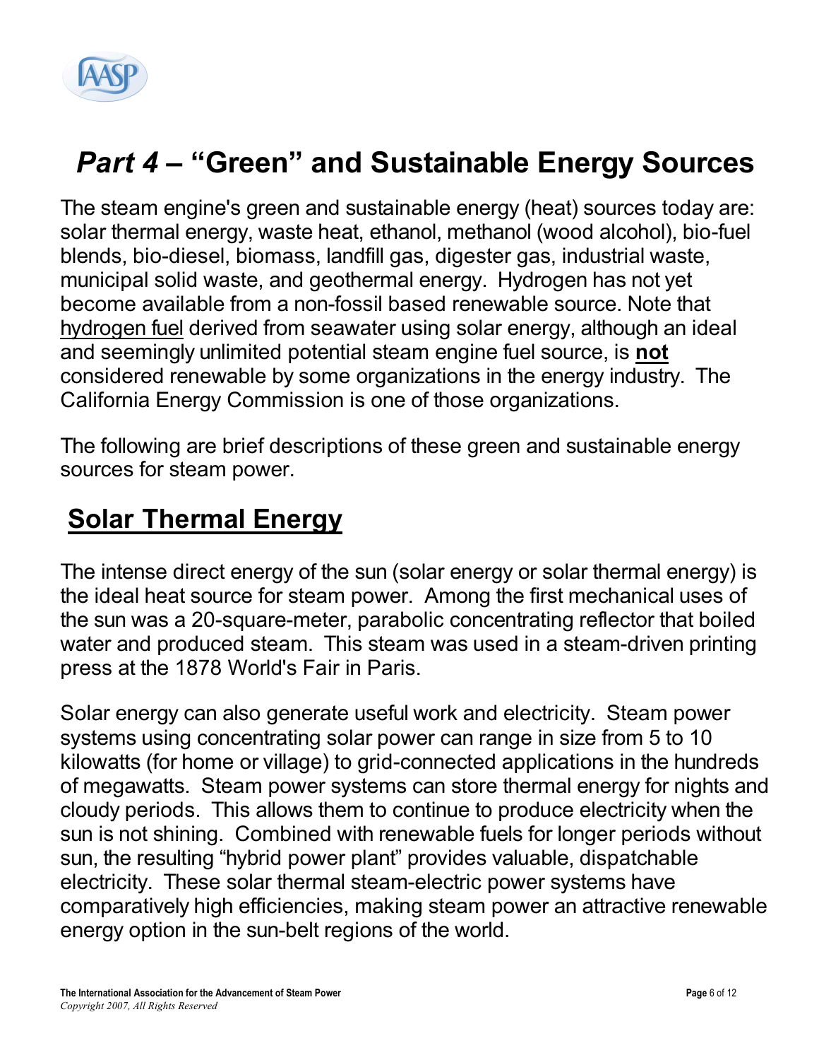# *Part 4* – "Green" and Sustainable Energy Sources

The steam engine's green and sustainable energy (heat) sources today are: solar thermal energy, waste heat, ethanol, methanol (wood alcohol), bio-fuel blends, bio-diesel, biomass, landfill gas, digester gas, industrial waste, municipal solid waste, and geothermal energy. Hydrogen has not yet become available from a non-fossil based renewable source. Note that hydrogen fuel derived from seawater using solar energy, although an ideal and seemingly unlimited potential steam engine fuel source, is **not** considered renewable by some organizations in the energy industry. The California Energy Commission is one of those organizations.

The following are brief descriptions of these green and sustainable energy sources for steam power.

## Solar Thermal Energy

The intense direct energy of the sun (solar energy or solar thermal energy) is the ideal heat source for steam power. Among the first mechanical uses of the sun was a 20-square-meter, parabolic concentrating reflector that boiled water and produced steam. This steam was used in a steam-driven printing press at the 1878 World's Fair in Paris.

Solar energy can also generate useful work and electricity. Steam power systems using concentrating solar power can range in size from 5 to 10 kilowatts (for home or village) to grid-connected applications in the hundreds of megawatts. Steam power systems can store thermal energy for nights and cloudy periods. This allows them to continue to produce electricity when the sun is not shining. Combined with renewable fuels for longer periods without sun, the resulting "hybrid power plant" provides valuable, dispatchable electricity. These solar thermal steam-electric power systems have comparatively high efficiencies, making steam power an attractive renewable energy option in the sun-belt regions of the world.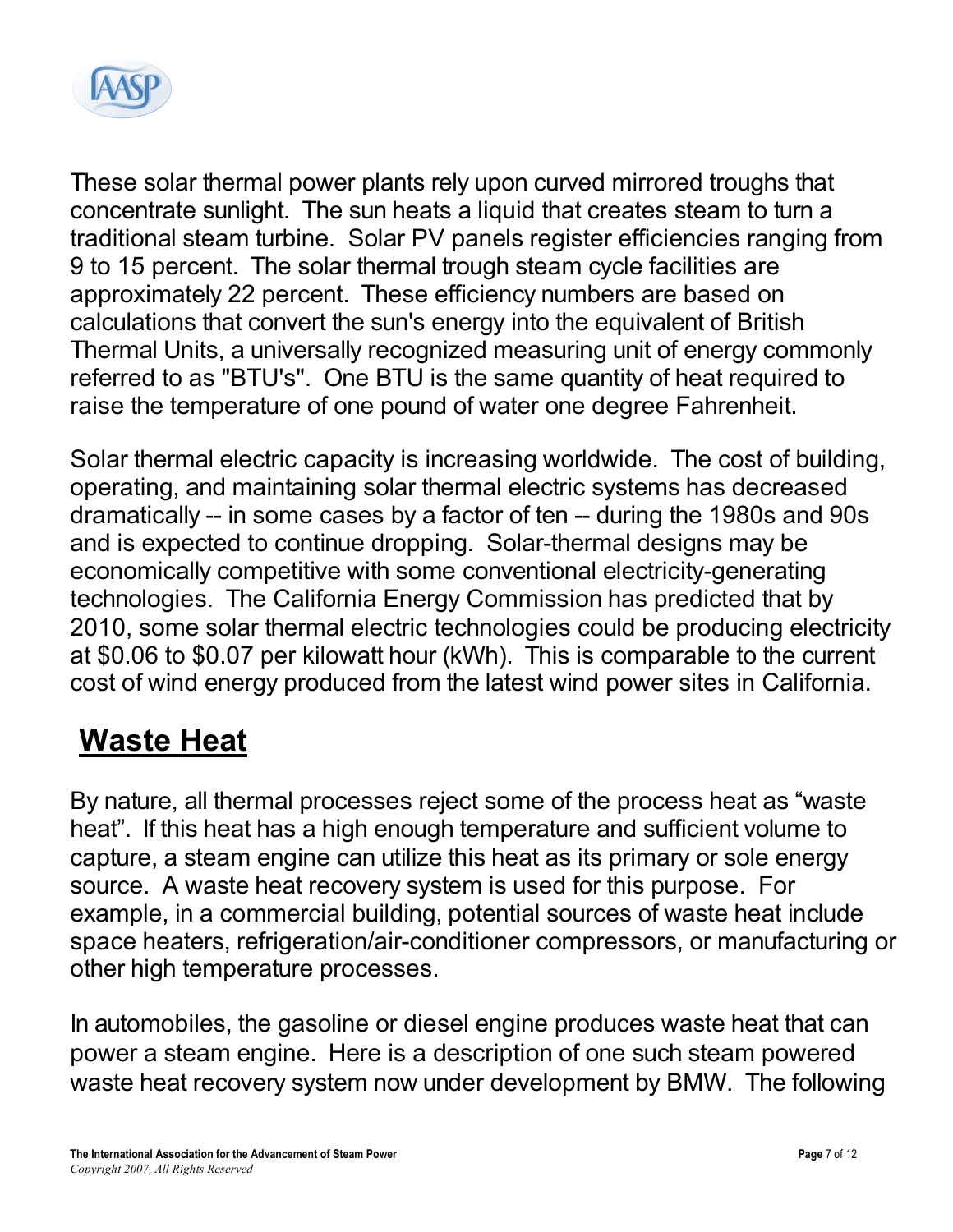These solar thermal power plants rely upon curved mirrored troughs that concentrate sunlight. The sun heats a liquid that creates steam to turn a traditional steam turbine. Solar PV panels register efficiencies ranging from 9 to 15 percent. The solar thermal trough steam cycle facilities are approximately 22 percent. These efficiency numbers are based on calculations that convert the sun's energy into the equivalent of British Thermal Units, a universally recognized measuring unit of energy commonly referred to as "BTU's". One BTU is the same quantity of heat required to raise the temperature of one pound of water one degree Fahrenheit.

Solar thermal electric capacity is increasing worldwide. The cost of building, operating, and maintaining solar thermal electric systems has decreased dramatically -- in some cases by a factor of ten -- during the 1980s and 90s and is expected to continue dropping. Solar-thermal designs may be economically competitive with some conventional electricity-generating technologies. The California Energy Commission has predicted that by 2010, some solar thermal electric technologies could be producing electricity at $0.06 to $0.07 per kilowatt hour (kWh). This is comparable to the current cost of wind energy produced from the latest wind power sites in California.

## Waste Heat

By nature, all thermal processes reject some of the process heat as "waste heat". If this heat has a high enough temperature and sufficient volume to capture, a steam engine can utilize this heat as its primary or sole energy source. A waste heat recovery system is used for this purpose. For example, in a commercial building, potential sources of waste heat include space heaters, refrigeration/air-conditioner compressors, or manufacturing or other high temperature processes.

In automobiles, the gasoline or diesel engine produces waste heat that can power a steam engine. Here is a description of one such steam powered waste heat recovery system now under development by BMW. The following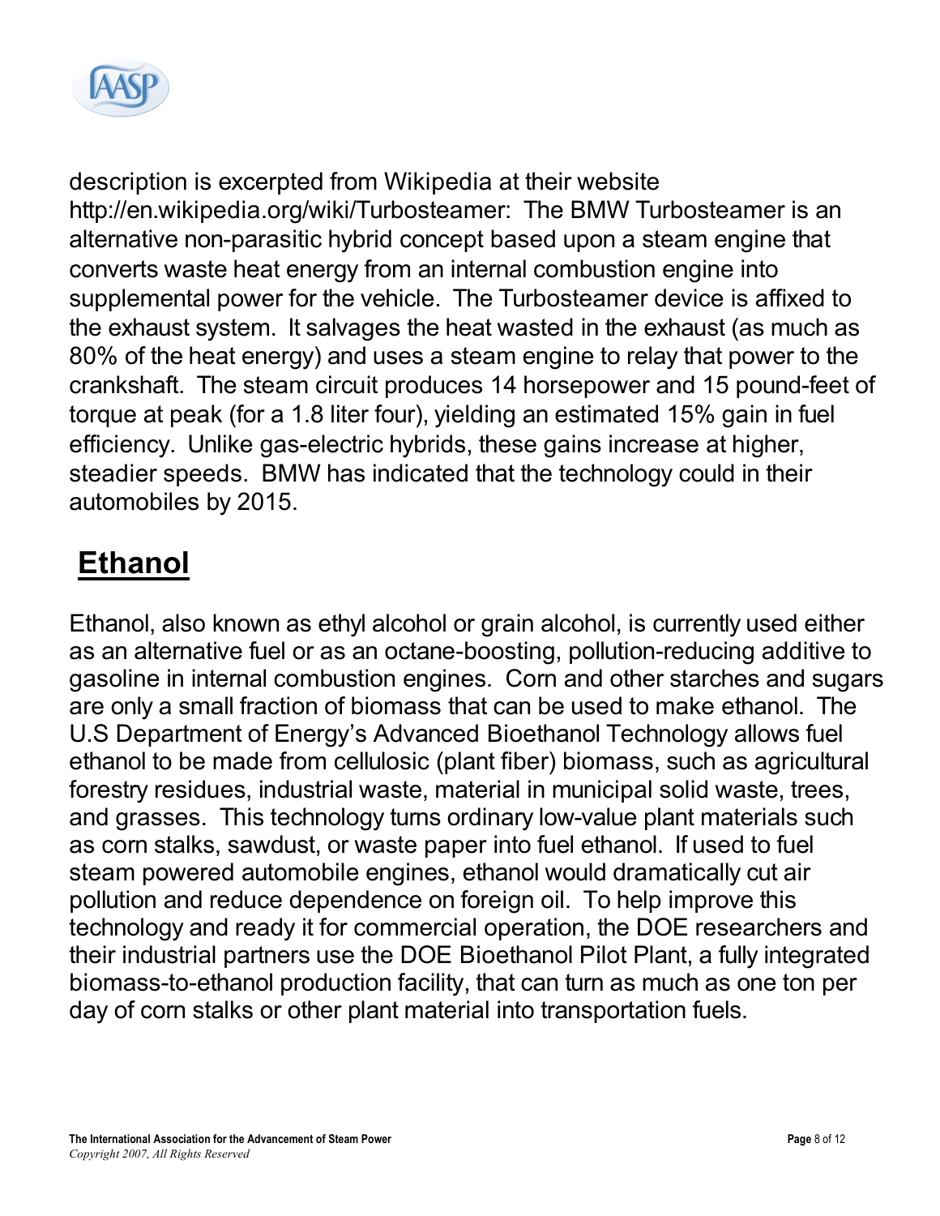description is excerpted from Wikipedia at their website http://en.wikipedia.org/wiki/Turbosteamer: The BMW Turbosteamer is an alternative non-parasitic hybrid concept based upon a steam engine that converts waste heat energy from an internal combustion engine into supplemental power for the vehicle. The Turbosteamer device is affixed to the exhaust system. It salvages the heat wasted in the exhaust (as much as 80% of the heat energy) and uses a steam engine to relay that power to the crankshaft. The steam circuit produces 14 horsepower and 15 pound-feet of torque at peak (for a 1.8 liter four), yielding an estimated 15% gain in fuel efficiency. Unlike gas-electric hybrids, these gains increase at higher, steadier speeds. BMW has indicated that the technology could in their automobiles by 2015.

## Ethanol

Ethanol, also known as ethyl alcohol or grain alcohol, is currently used either as an alternative fuel or as an octane-boosting, pollution-reducing additive to gasoline in internal combustion engines. Corn and other starches and sugars are only a small fraction of biomass that can be used to make ethanol. The U.S Department of Energy's Advanced Bioethanol Technology allows fuel ethanol to be made from cellulosic (plant fiber) biomass, such as agricultural forestry residues, industrial waste, material in municipal solid waste, trees, and grasses. This technology turns ordinary low-value plant materials such as corn stalks, sawdust, or waste paper into fuel ethanol. If used to fuel steam powered automobile engines, ethanol would dramatically cut air pollution and reduce dependence on foreign oil. To help improve this technology and ready it for commercial operation, the DOE researchers and their industrial partners use the DOE Bioethanol Pilot Plant, a fully integrated biomass-to-ethanol production facility, that can turn as much as one ton per day of corn stalks or other plant material into transportation fuels.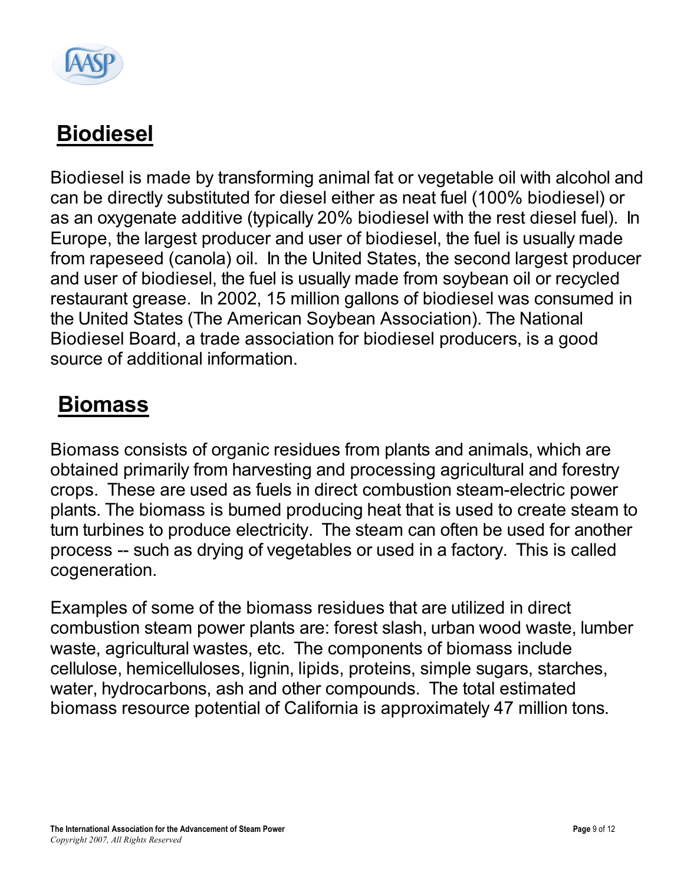## Biodiesel

Biodiesel is made by transforming animal fat or vegetable oil with alcohol and can be directly substituted for diesel either as neat fuel (100% biodiesel) or as an oxygenate additive (typically 20% biodiesel with the rest diesel fuel). In Europe, the largest producer and user of biodiesel, the fuel is usually made from rapeseed (canola) oil. In the United States, the second largest producer and user of biodiesel, the fuel is usually made from soybean oil or recycled restaurant grease. In 2002, 15 million gallons of biodiesel was consumed in the United States (The American Soybean Association). The National Biodiesel Board, a trade association for biodiesel producers, is a good source of additional information.

## Biomass

Biomass consists of organic residues from plants and animals, which are obtained primarily from harvesting and processing agricultural and forestry crops. These are used as fuels in direct combustion steam-electric power plants. The biomass is burned producing heat that is used to create steam to turn turbines to produce electricity. The steam can often be used for another process -- such as drying of vegetables or used in a factory. This is called cogeneration.

Examples of some of the biomass residues that are utilized in direct combustion steam power plants are: forest slash, urban wood waste, lumber waste, agricultural wastes, etc. The components of biomass include cellulose, hemicelluloses, lignin, lipids, proteins, simple sugars, starches, water, hydrocarbons, ash and other compounds. The total estimated biomass resource potential of California is approximately 47 million tons.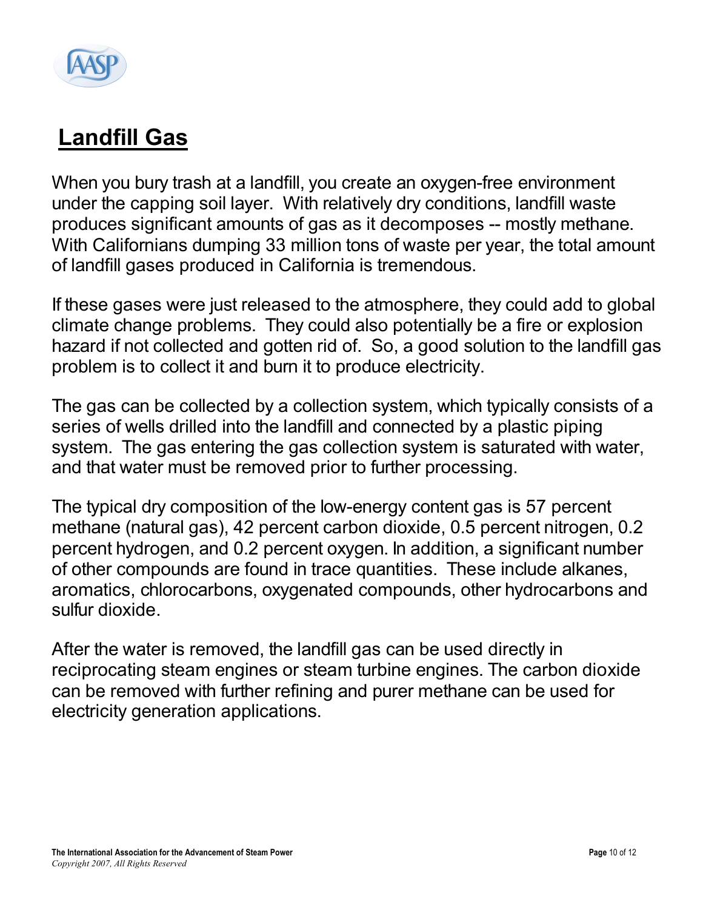## Landfill Gas

When you bury trash at a landfill, you create an oxygen-free environment under the capping soil layer. With relatively dry conditions, landfill waste produces significant amounts of gas as it decomposes -- mostly methane. With Californians dumping 33 million tons of waste per year, the total amount of landfill gases produced in California is tremendous.

If these gases were just released to the atmosphere, they could add to global climate change problems. They could also potentially be a fire or explosion hazard if not collected and gotten rid of. So, a good solution to the landfill gas problem is to collect it and burn it to produce electricity.

The gas can be collected by a collection system, which typically consists of a series of wells drilled into the landfill and connected by a plastic piping system. The gas entering the gas collection system is saturated with water, and that water must be removed prior to further processing.

The typical dry composition of the low-energy content gas is 57 percent methane (natural gas), 42 percent carbon dioxide, 0.5 percent nitrogen, 0.2 percent hydrogen, and 0.2 percent oxygen. In addition, a significant number of other compounds are found in trace quantities. These include alkanes, aromatics, chlorocarbons, oxygenated compounds, other hydrocarbons and sulfur dioxide.

After the water is removed, the landfill gas can be used directly in reciprocating steam engines or steam turbine engines. The carbon dioxide can be removed with further refining and purer methane can be used for electricity generation applications.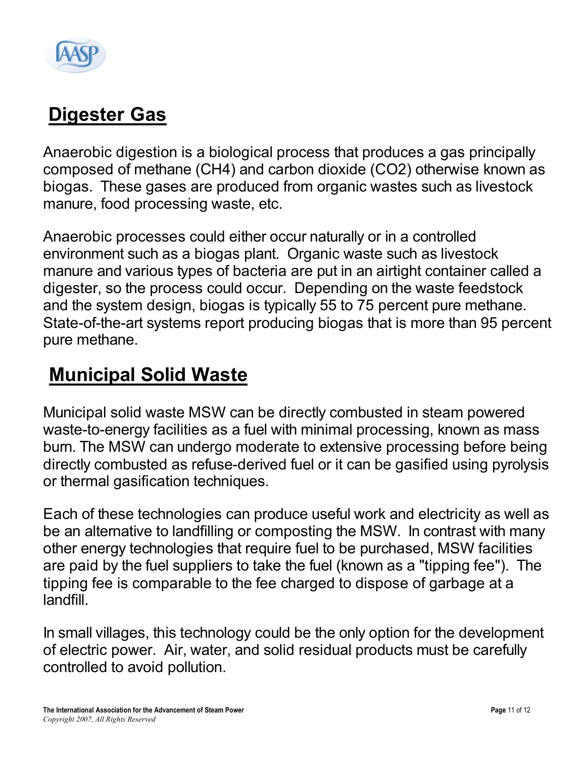## Digester Gas

Anaerobic digestion is a biological process that produces a gas principally composed of methane ($CH_4$) and carbon dioxide ($CO_2$) otherwise known as biogas. These gases are produced from organic wastes such as livestock manure, food processing waste, etc.

Anaerobic processes could either occur naturally or in a controlled environment such as a biogas plant. Organic waste such as livestock manure and various types of bacteria are put in an airtight container called a digester, so the process could occur. Depending on the waste feedstock and the system design, biogas is typically 55 to 75 percent pure methane. State-of-the-art systems report producing biogas that is more than 95 percent pure methane.

## Municipal Solid Waste

Municipal solid waste MSW can be directly combusted in steam powered waste-to-energy facilities as a fuel with minimal processing, known as mass burn. The MSW can undergo moderate to extensive processing before being directly combusted as refuse-derived fuel or it can be gasified using pyrolysis or thermal gasification techniques.

Each of these technologies can produce useful work and electricity as well as be an alternative to landfilling or composting the MSW. In contrast with many other energy technologies that require fuel to be purchased, MSW facilities are paid by the fuel suppliers to take the fuel (known as a "tipping fee"). The tipping fee is comparable to the fee charged to dispose of garbage at a landfill.

In small villages, this technology could be the only option for the development of electric power. Air, water, and solid residual products must be carefully controlled to avoid pollution.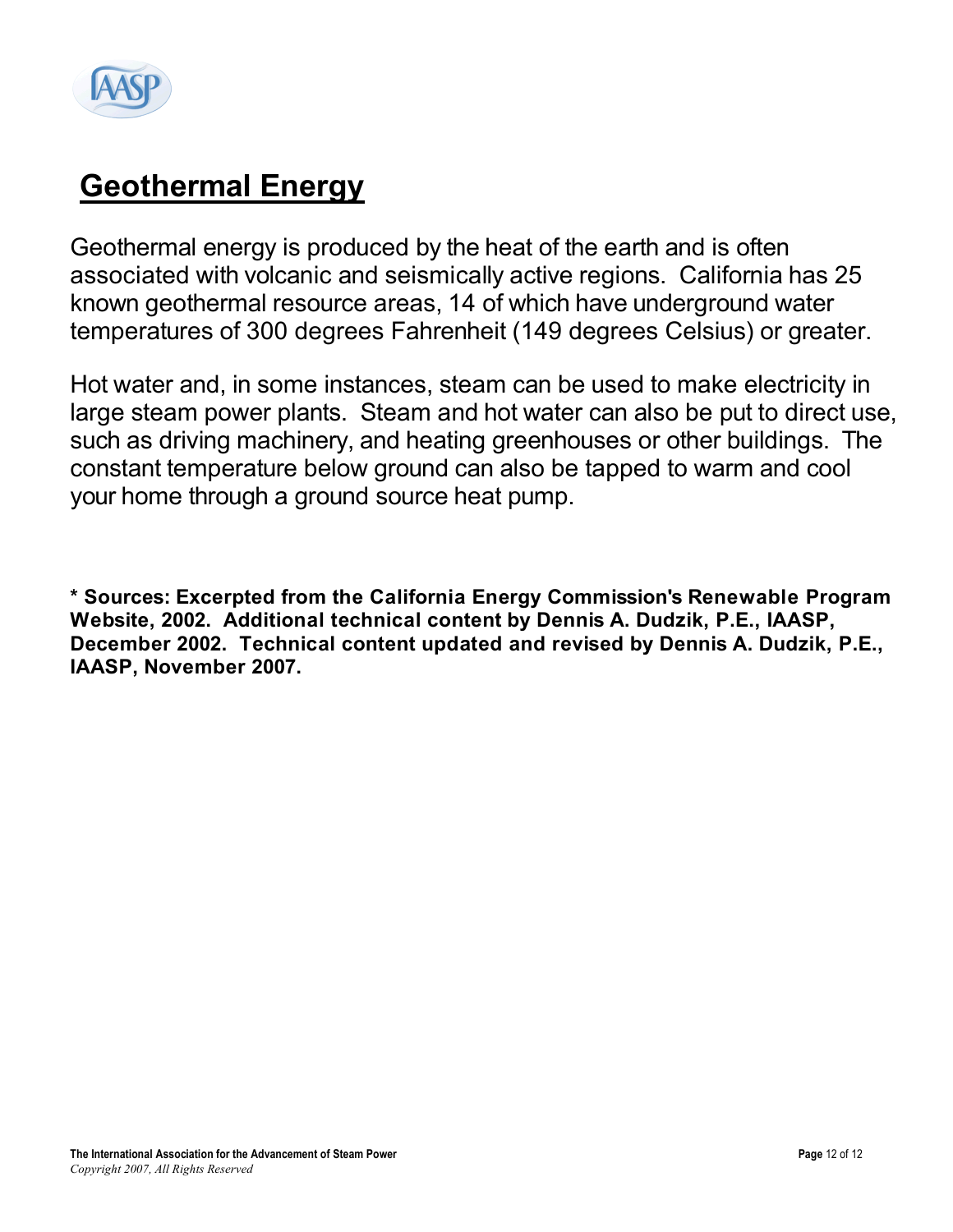## Geothermal Energy

Geothermal energy is produced by the heat of the earth and is often associated with volcanic and seismically active regions. California has 25 known geothermal resource areas, 14 of which have underground water temperatures of 300 degrees Fahrenheit (149 degrees Celsius) or greater.

Hot water and, in some instances, steam can be used to make electricity in large steam power plants. Steam and hot water can also be put to direct use, such as driving machinery, and heating greenhouses or other buildings. The constant temperature below ground can also be tapped to warm and cool your home through a ground source heat pump.

**\* Sources: Excerpted from the California Energy Commission's Renewable Program Website, 2002. Additional technical content by Dennis A. Dudzik, P.E., IAASP, December 2002. Technical content updated and revised by Dennis A. Dudzik, P.E., IAASP, November 2007.**